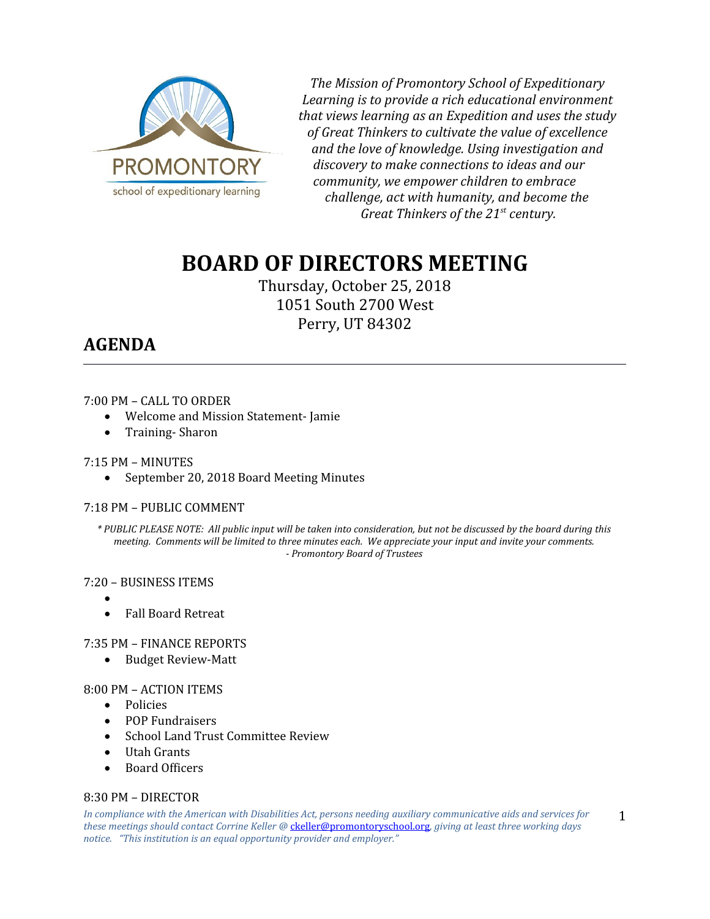PROMONTORY
school of expeditionary learning

*The Mission of Promontory School of Expeditionary Learning is to provide a rich educational environment that views learning as an Expedition and uses the study of Great Thinkers to cultivate the value of excellence and the love of knowledge. Using investigation and discovery to make connections to ideas and our community, we empower children to embrace challenge, act with humanity, and become the Great Thinkers of the 21st century.*

# BOARD OF DIRECTORS MEETING

Thursday, October 25, 2018
1051 South 2700 West
Perry, UT 84302

## AGENDA

---

7:00 PM – CALL TO ORDER

- Welcome and Mission Statement- Jamie
- Training- Sharon

7:15 PM – MINUTES

- September 20, 2018 Board Meeting Minutes

7:18 PM – PUBLIC COMMENT

*\* PUBLIC PLEASE NOTE: All public input will be taken into consideration, but not be discussed by the board during this meeting. Comments will be limited to three minutes each. We appreciate your input and invite your comments.*
*- Promontory Board of Trustees*

7:20 – BUSINESS ITEMS

- 
- Fall Board Retreat

7:35 PM – FINANCE REPORTS

- Budget Review-Matt

8:00 PM – ACTION ITEMS

- Policies
- POP Fundraisers
- School Land Trust Committee Review
- Utah Grants
- Board Officers

8:30 PM – DIRECTOR

*In compliance with the American with Disabilities Act, persons needing auxiliary communicative aids and services for these meetings should contact Corrine Keller @ ckeller@promontoryschool.org, giving at least three working days notice. "This institution is an equal opportunity provider and employer."*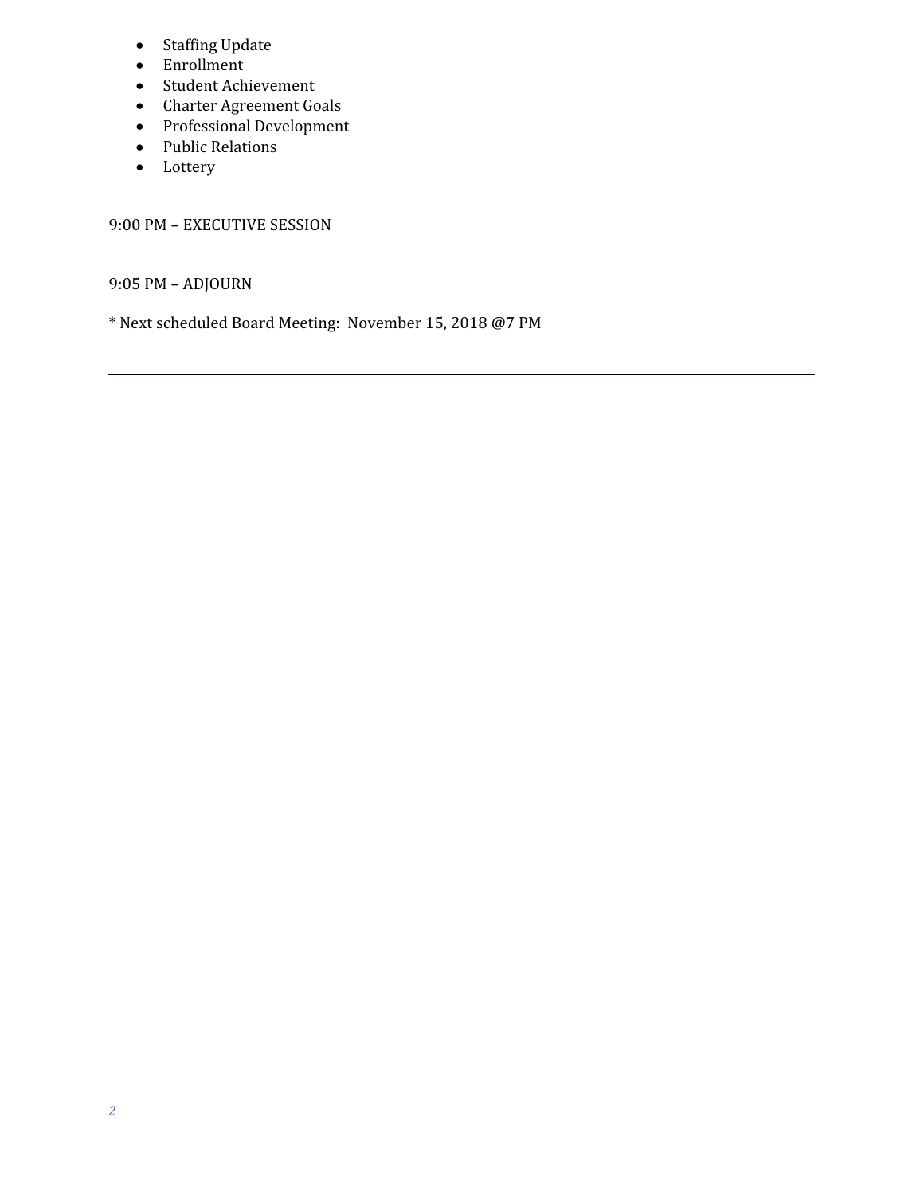- Staffing Update
- Enrollment
- Student Achievement
- Charter Agreement Goals
- Professional Development
- Public Relations
- Lottery

9:00 PM – EXECUTIVE SESSION

9:05 PM – ADJOURN

* Next scheduled Board Meeting: November 15, 2018 @7 PM

---